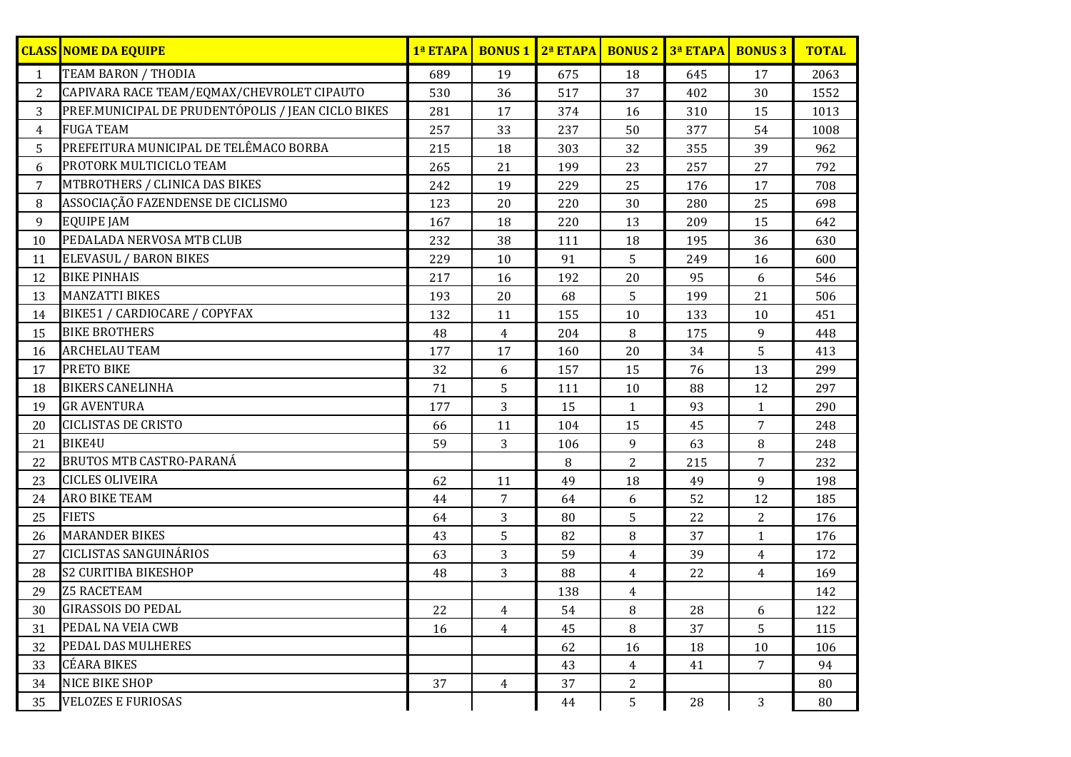| CLASS | NOME DA EQUIPE | 1ª ETAPA | BONUS 1 | 2ª ETAPA | BONUS 2 | 3ª ETAPA | BONUS 3 | TOTAL |
|---|---|---|---|---|---|---|---|---|
| 1 | TEAM BARON / THODIA | 689 | 19 | 675 | 18 | 645 | 17 | 2063 |
| 2 | CAPIVARA RACE TEAM/EQMAX/CHEVROLET CIPAUTO | 530 | 36 | 517 | 37 | 402 | 30 | 1552 |
| 3 | PREF.MUNICIPAL DE PRUDENTÓPOLIS / JEAN CICLO BIKES | 281 | 17 | 374 | 16 | 310 | 15 | 1013 |
| 4 | FUGA TEAM | 257 | 33 | 237 | 50 | 377 | 54 | 1008 |
| 5 | PREFEITURA MUNICIPAL DE TELÊMACO BORBA | 215 | 18 | 303 | 32 | 355 | 39 | 962 |
| 6 | PROTORK MULTICICLO TEAM | 265 | 21 | 199 | 23 | 257 | 27 | 792 |
| 7 | MTBROTHERS / CLINICA DAS BIKES | 242 | 19 | 229 | 25 | 176 | 17 | 708 |
| 8 | ASSOCIAÇÃO FAZENDENSE DE CICLISMO | 123 | 20 | 220 | 30 | 280 | 25 | 698 |
| 9 | EQUIPE JAM | 167 | 18 | 220 | 13 | 209 | 15 | 642 |
| 10 | PEDALADA NERVOSA MTB CLUB | 232 | 38 | 111 | 18 | 195 | 36 | 630 |
| 11 | ELEVASUL / BARON BIKES | 229 | 10 | 91 | 5 | 249 | 16 | 600 |
| 12 | BIKE PINHAIS | 217 | 16 | 192 | 20 | 95 | 6 | 546 |
| 13 | MANZATTI BIKES | 193 | 20 | 68 | 5 | 199 | 21 | 506 |
| 14 | BIKE51 / CARDIOCARE / COPYFAX | 132 | 11 | 155 | 10 | 133 | 10 | 451 |
| 15 | BIKE BROTHERS | 48 | 4 | 204 | 8 | 175 | 9 | 448 |
| 16 | ARCHELAU TEAM | 177 | 17 | 160 | 20 | 34 | 5 | 413 |
| 17 | PRETO BIKE | 32 | 6 | 157 | 15 | 76 | 13 | 299 |
| 18 | BIKERS CANELINHA | 71 | 5 | 111 | 10 | 88 | 12 | 297 |
| 19 | GR AVENTURA | 177 | 3 | 15 | 1 | 93 | 1 | 290 |
| 20 | CICLISTAS DE CRISTO | 66 | 11 | 104 | 15 | 45 | 7 | 248 |
| 21 | BIKE4U | 59 | 3 | 106 | 9 | 63 | 8 | 248 |
| 22 | BRUTOS MTB CASTRO-PARANÁ | | | 8 | 2 | 215 | 7 | 232 |
| 23 | CICLES OLIVEIRA | 62 | 11 | 49 | 18 | 49 | 9 | 198 |
| 24 | ARO BIKE TEAM | 44 | 7 | 64 | 6 | 52 | 12 | 185 |
| 25 | FIETS | 64 | 3 | 80 | 5 | 22 | 2 | 176 |
| 26 | MARANDER BIKES | 43 | 5 | 82 | 8 | 37 | 1 | 176 |
| 27 | CICLISTAS SANGUINÁRIOS | 63 | 3 | 59 | 4 | 39 | 4 | 172 |
| 28 | S2 CURITIBA BIKESHOP | 48 | 3 | 88 | 4 | 22 | 4 | 169 |
| 29 | Z5 RACETEAM | | | 138 | 4 | | | 142 |
| 30 | GIRASSOIS DO PEDAL | 22 | 4 | 54 | 8 | 28 | 6 | 122 |
| 31 | PEDAL NA VEIA CWB | 16 | 4 | 45 | 8 | 37 | 5 | 115 |
| 32 | PEDAL DAS MULHERES | | | 62 | 16 | 18 | 10 | 106 |
| 33 | CÉARA BIKES | | | 43 | 4 | 41 | 7 | 94 |
| 34 | NICE BIKE SHOP | 37 | 4 | 37 | 2 | | | 80 |
| 35 | VELOZES E FURIOSAS | | | 44 | 5 | 28 | 3 | 80 |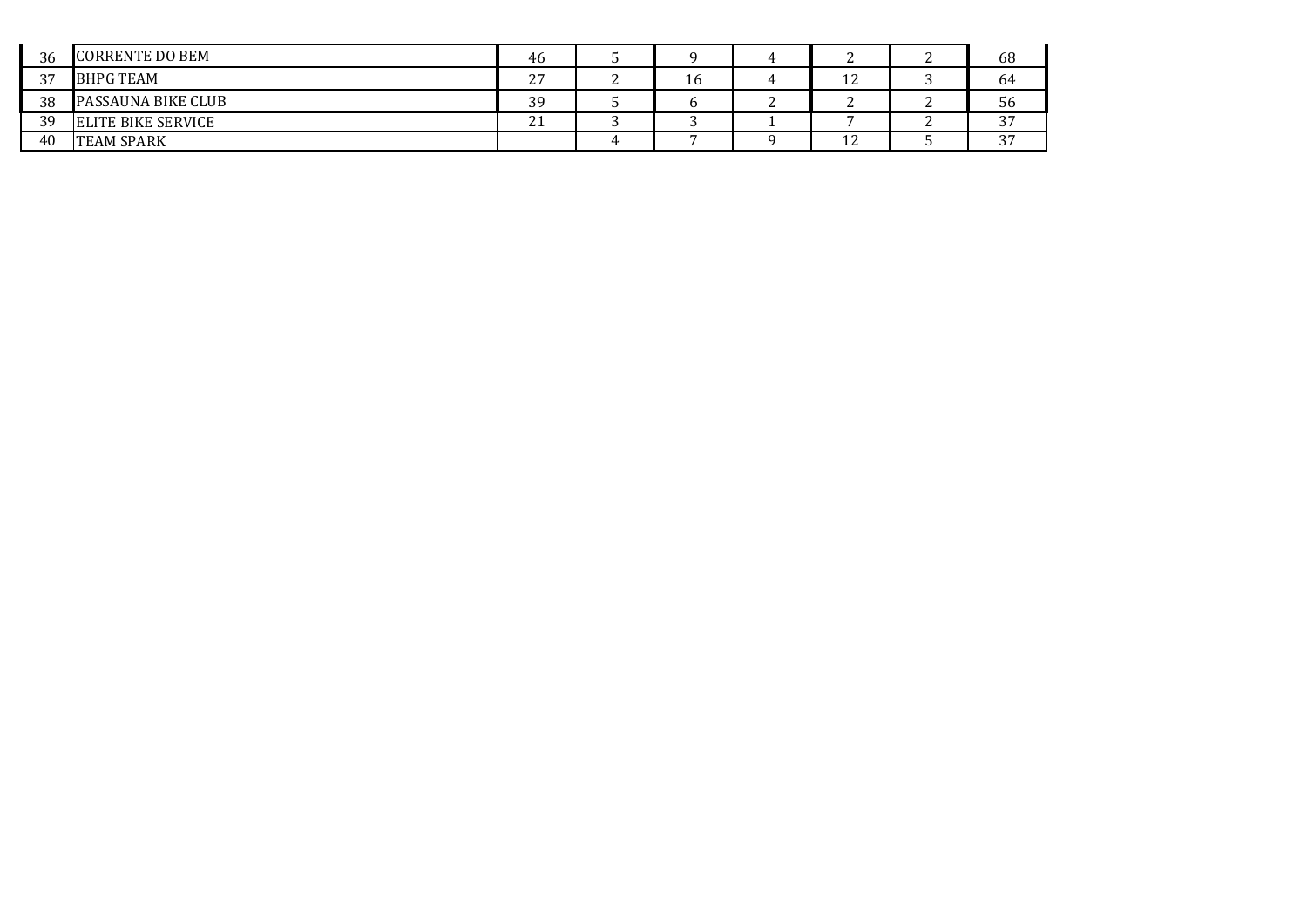| | | | | | | | | |
|---|---|---|---|---|---|---|---|---|
| 36 | CORRENTE DO BEM | 46 | 5 | 9 | 4 | 2 | 2 | 68 |
| 37 | BHPG TEAM | 27 | 2 | 16 | 4 | 12 | 3 | 64 |
| 38 | PASSAUNA BIKE CLUB | 39 | 5 | 6 | 2 | 2 | 2 | 56 |
| 39 | ELITE BIKE SERVICE | 21 | 3 | 3 | 1 | 7 | 2 | 37 |
| 40 | TEAM SPARK | | 4 | 7 | 9 | 12 | 5 | 37 |